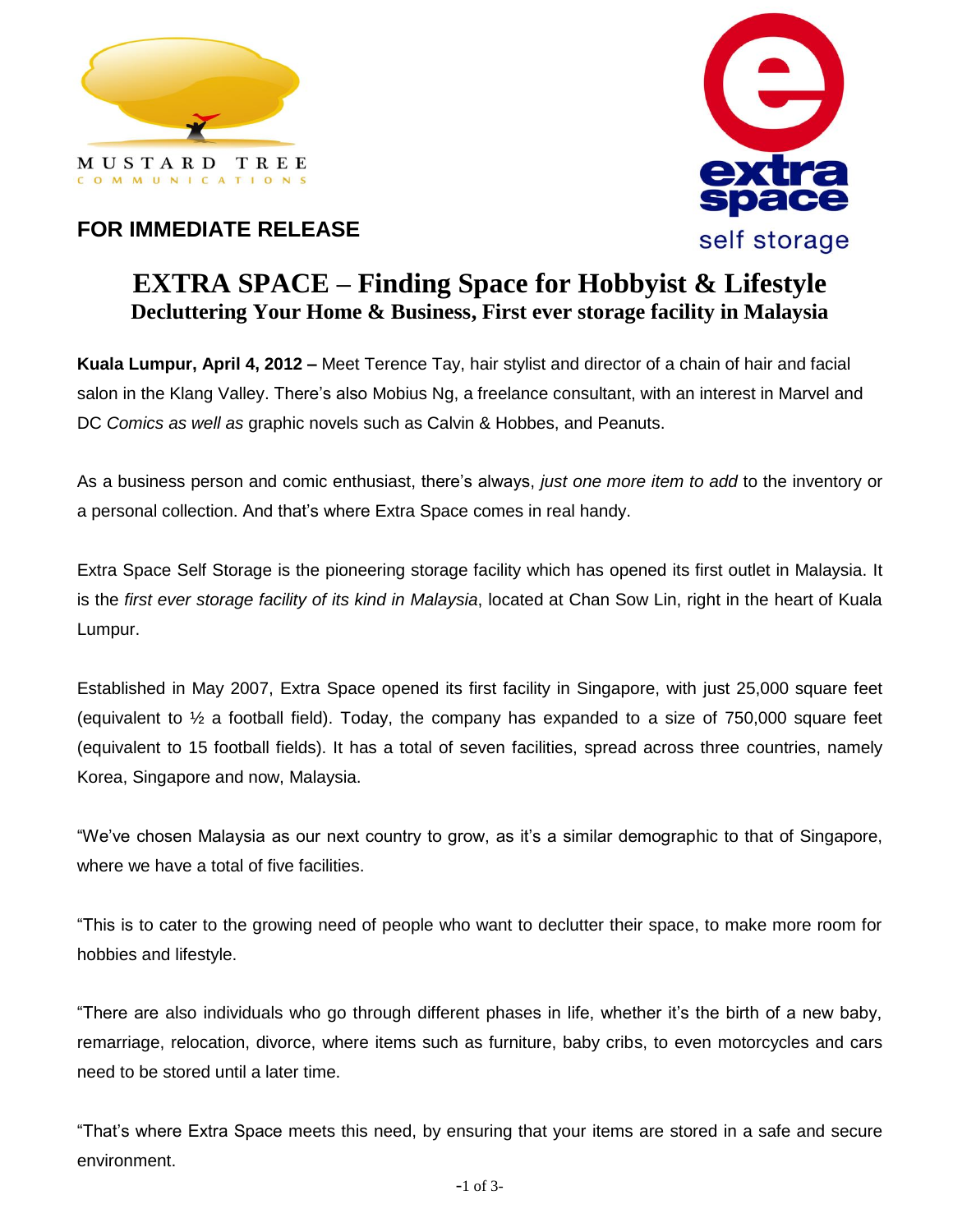**FOR IMMEDIATE RELEASE**

# EXTRA SPACE – Finding Space for Hobbyist & Lifestyle

## Decluttering Your Home & Business, First ever storage facility in Malaysia

**Kuala Lumpur, April 4, 2012 –** Meet Terence Tay, hair stylist and director of a chain of hair and facial salon in the Klang Valley. There's also Mobius Ng, a freelance consultant, with an interest in Marvel and DC *Comics as well as* graphic novels such as Calvin & Hobbes, and Peanuts.

As a business person and comic enthusiast, there's always, *just one more item to add* to the inventory or a personal collection. And that's where Extra Space comes in real handy.

Extra Space Self Storage is the pioneering storage facility which has opened its first outlet in Malaysia. It is the *first ever storage facility of its kind in Malaysia*, located at Chan Sow Lin, right in the heart of Kuala Lumpur.

Established in May 2007, Extra Space opened its first facility in Singapore, with just 25,000 square feet (equivalent to ½ a football field). Today, the company has expanded to a size of 750,000 square feet (equivalent to 15 football fields). It has a total of seven facilities, spread across three countries, namely Korea, Singapore and now, Malaysia.

"We've chosen Malaysia as our next country to grow, as it's a similar demographic to that of Singapore, where we have a total of five facilities.

"This is to cater to the growing need of people who want to declutter their space, to make more room for hobbies and lifestyle.

"There are also individuals who go through different phases in life, whether it's the birth of a new baby, remarriage, relocation, divorce, where items such as furniture, baby cribs, to even motorcycles and cars need to be stored until a later time.

"That's where Extra Space meets this need, by ensuring that your items are stored in a safe and secure environment.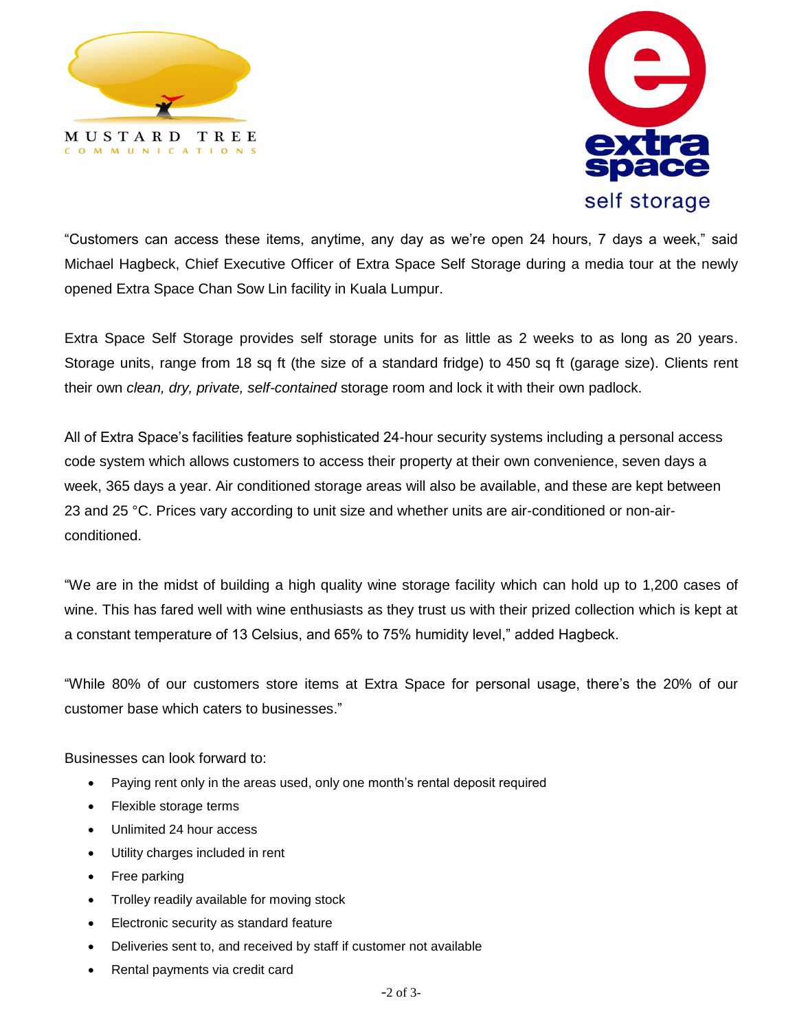"Customers can access these items, anytime, any day as we're open 24 hours, 7 days a week," said Michael Hagbeck, Chief Executive Officer of Extra Space Self Storage during a media tour at the newly opened Extra Space Chan Sow Lin facility in Kuala Lumpur.

Extra Space Self Storage provides self storage units for as little as 2 weeks to as long as 20 years. Storage units, range from 18 sq ft (the size of a standard fridge) to 450 sq ft (garage size). Clients rent their own *clean, dry, private, self-contained* storage room and lock it with their own padlock.

All of Extra Space's facilities feature sophisticated 24-hour security systems including a personal access code system which allows customers to access their property at their own convenience, seven days a week, 365 days a year. Air conditioned storage areas will also be available, and these are kept between 23 and 25 °C. Prices vary according to unit size and whether units are air-conditioned or non-air-conditioned.

"We are in the midst of building a high quality wine storage facility which can hold up to 1,200 cases of wine. This has fared well with wine enthusiasts as they trust us with their prized collection which is kept at a constant temperature of 13 Celsius, and 65% to 75% humidity level," added Hagbeck.

"While 80% of our customers store items at Extra Space for personal usage, there's the 20% of our customer base which caters to businesses."

Businesses can look forward to:

- Paying rent only in the areas used, only one month's rental deposit required
- Flexible storage terms
- Unlimited 24 hour access
- Utility charges included in rent
- Free parking
- Trolley readily available for moving stock
- Electronic security as standard feature
- Deliveries sent to, and received by staff if customer not available
- Rental payments via credit card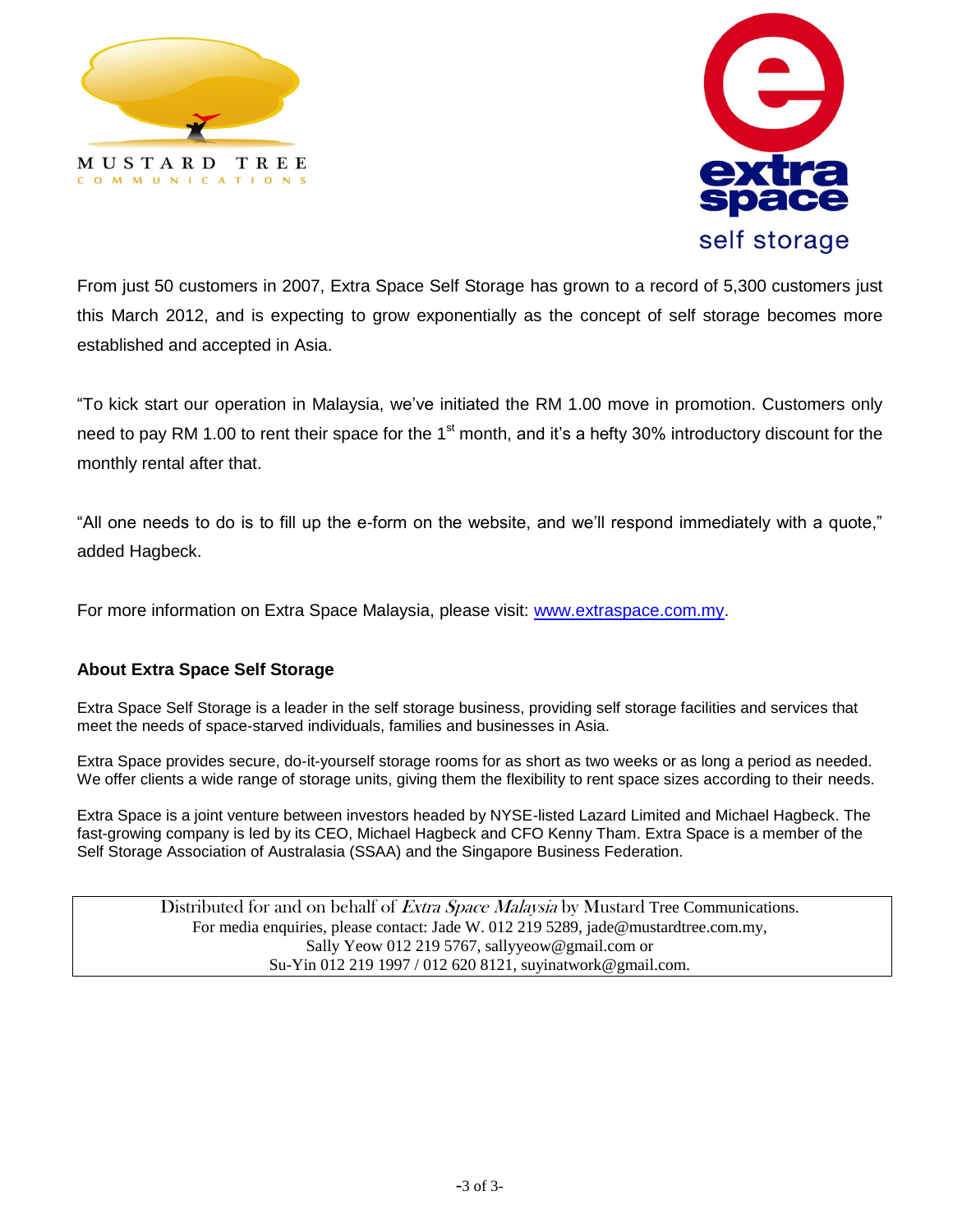From just 50 customers in 2007, Extra Space Self Storage has grown to a record of 5,300 customers just this March 2012, and is expecting to grow exponentially as the concept of self storage becomes more established and accepted in Asia.

"To kick start our operation in Malaysia, we've initiated the RM 1.00 move in promotion. Customers only need to pay RM 1.00 to rent their space for the 1st month, and it's a hefty 30% introductory discount for the monthly rental after that.

"All one needs to do is to fill up the e-form on the website, and we'll respond immediately with a quote," added Hagbeck.

For more information on Extra Space Malaysia, please visit: [www.extraspace.com.my](http://www.extraspace.com.my).

### About Extra Space Self Storage

Extra Space Self Storage is a leader in the self storage business, providing self storage facilities and services that meet the needs of space-starved individuals, families and businesses in Asia.

Extra Space provides secure, do-it-yourself storage rooms for as short as two weeks or as long a period as needed. We offer clients a wide range of storage units, giving them the flexibility to rent space sizes according to their needs.

Extra Space is a joint venture between investors headed by NYSE-listed Lazard Limited and Michael Hagbeck. The fast-growing company is led by its CEO, Michael Hagbeck and CFO Kenny Tham. Extra Space is a member of the Self Storage Association of Australasia (SSAA) and the Singapore Business Federation.

Distributed for and on behalf of *Extra Space Malaysia* by Mustard Tree Communications.
For media enquiries, please contact: Jade W. 012 219 5289, jade@mustardtree.com.my,
Sally Yeow 012 219 5767, sallyyeow@gmail.com or
Su-Yin 012 219 1997 / 012 620 8121, suyinatwork@gmail.com.